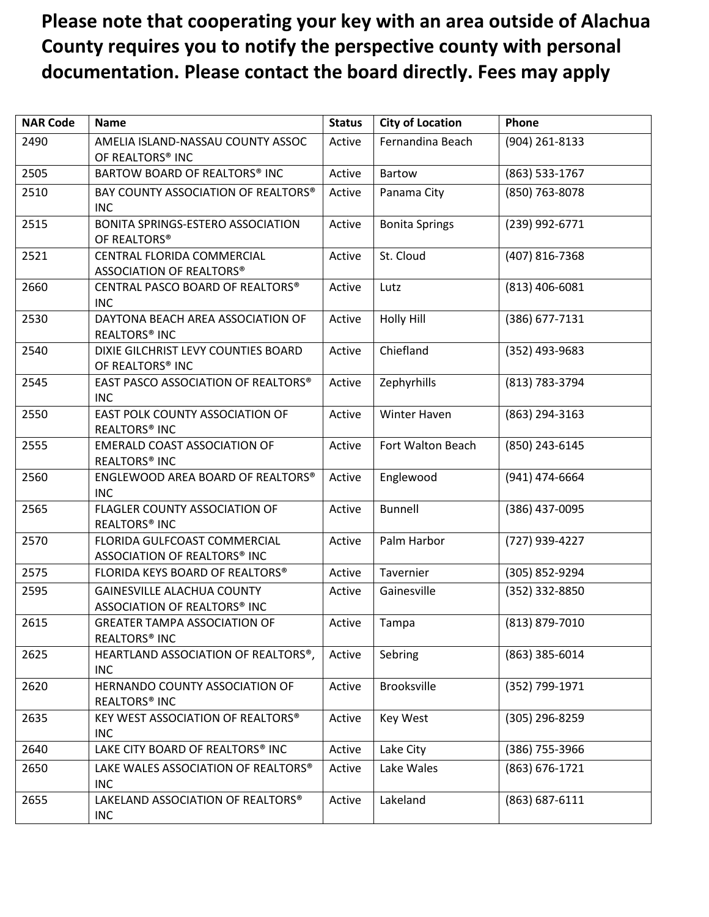**Please note that cooperating your key with an area outside of Alachua County requires you to notify the perspective county with personal documentation. Please contact the board directly. Fees may apply**

| NAR Code | Name | Status | City of Location | Phone |
|---|---|---|---|---|
| 2490 | AMELIA ISLAND-NASSAU COUNTY ASSOC OF REALTORS® INC | Active | Fernandina Beach | (904) 261-8133 |
| 2505 | BARTOW BOARD OF REALTORS® INC | Active | Bartow | (863) 533-1767 |
| 2510 | BAY COUNTY ASSOCIATION OF REALTORS® INC | Active | Panama City | (850) 763-8078 |
| 2515 | BONITA SPRINGS-ESTERO ASSOCIATION OF REALTORS® | Active | Bonita Springs | (239) 992-6771 |
| 2521 | CENTRAL FLORIDA COMMERCIAL ASSOCIATION OF REALTORS® | Active | St. Cloud | (407) 816-7368 |
| 2660 | CENTRAL PASCO BOARD OF REALTORS® INC | Active | Lutz | (813) 406-6081 |
| 2530 | DAYTONA BEACH AREA ASSOCIATION OF REALTORS® INC | Active | Holly Hill | (386) 677-7131 |
| 2540 | DIXIE GILCHRIST LEVY COUNTIES BOARD OF REALTORS® INC | Active | Chiefland | (352) 493-9683 |
| 2545 | EAST PASCO ASSOCIATION OF REALTORS® INC | Active | Zephyrhills | (813) 783-3794 |
| 2550 | EAST POLK COUNTY ASSOCIATION OF REALTORS® INC | Active | Winter Haven | (863) 294-3163 |
| 2555 | EMERALD COAST ASSOCIATION OF REALTORS® INC | Active | Fort Walton Beach | (850) 243-6145 |
| 2560 | ENGLEWOOD AREA BOARD OF REALTORS® INC | Active | Englewood | (941) 474-6664 |
| 2565 | FLAGLER COUNTY ASSOCIATION OF REALTORS® INC | Active | Bunnell | (386) 437-0095 |
| 2570 | FLORIDA GULFCOAST COMMERCIAL ASSOCIATION OF REALTORS® INC | Active | Palm Harbor | (727) 939-4227 |
| 2575 | FLORIDA KEYS BOARD OF REALTORS® | Active | Tavernier | (305) 852-9294 |
| 2595 | GAINESVILLE ALACHUA COUNTY ASSOCIATION OF REALTORS® INC | Active | Gainesville | (352) 332-8850 |
| 2615 | GREATER TAMPA ASSOCIATION OF REALTORS® INC | Active | Tampa | (813) 879-7010 |
| 2625 | HEARTLAND ASSOCIATION OF REALTORS®, INC | Active | Sebring | (863) 385-6014 |
| 2620 | HERNANDO COUNTY ASSOCIATION OF REALTORS® INC | Active | Brooksville | (352) 799-1971 |
| 2635 | KEY WEST ASSOCIATION OF REALTORS® INC | Active | Key West | (305) 296-8259 |
| 2640 | LAKE CITY BOARD OF REALTORS® INC | Active | Lake City | (386) 755-3966 |
| 2650 | LAKE WALES ASSOCIATION OF REALTORS® INC | Active | Lake Wales | (863) 676-1721 |
| 2655 | LAKELAND ASSOCIATION OF REALTORS® INC | Active | Lakeland | (863) 687-6111 |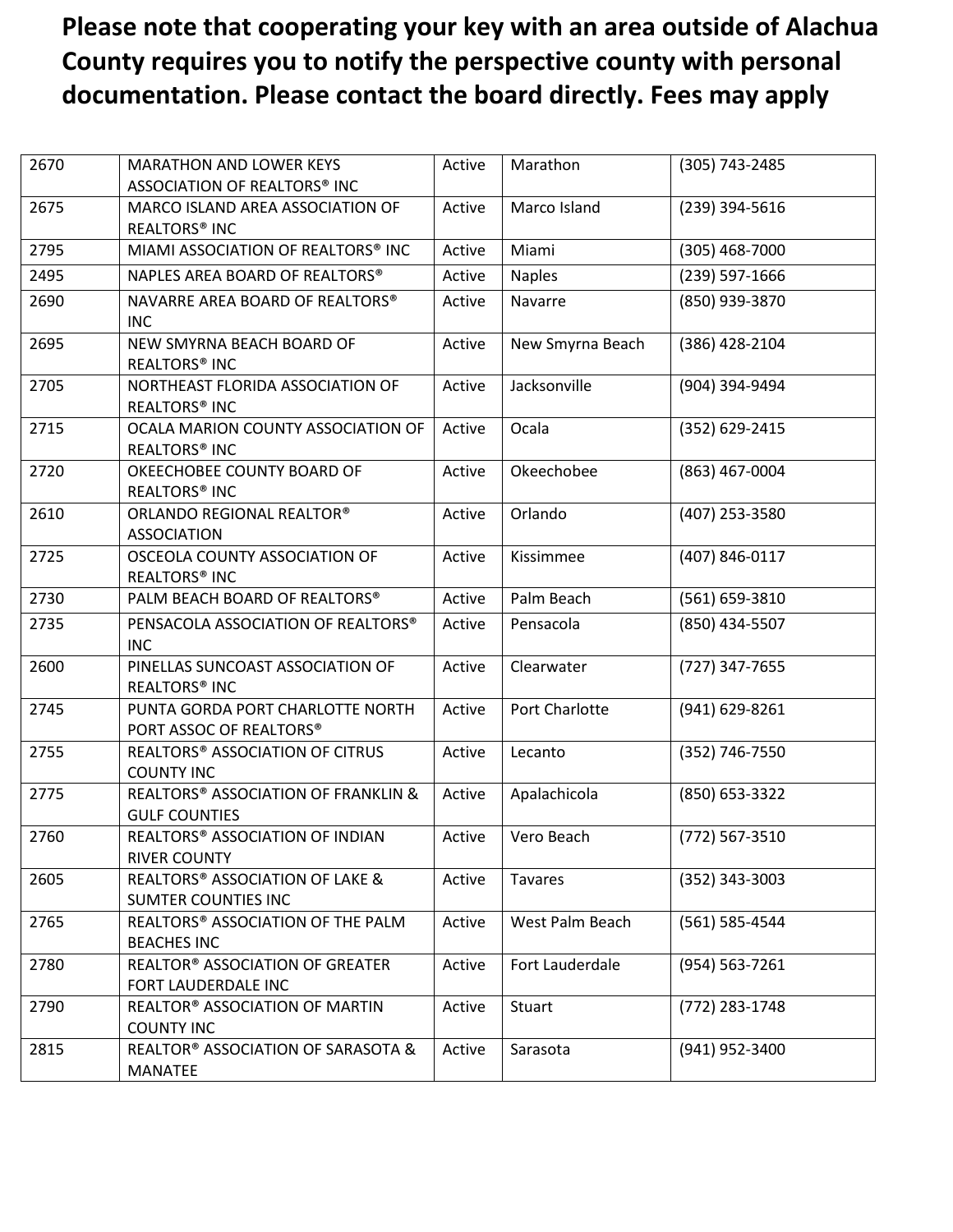**Please note that cooperating your key with an area outside of Alachua County requires you to notify the perspective county with personal documentation. Please contact the board directly. Fees may apply**

| | | | | |
|---|---|---|---|---|
| 2670 | MARATHON AND LOWER KEYS ASSOCIATION OF REALTORS® INC | Active | Marathon | (305) 743-2485 |
| 2675 | MARCO ISLAND AREA ASSOCIATION OF REALTORS® INC | Active | Marco Island | (239) 394-5616 |
| 2795 | MIAMI ASSOCIATION OF REALTORS® INC | Active | Miami | (305) 468-7000 |
| 2495 | NAPLES AREA BOARD OF REALTORS® | Active | Naples | (239) 597-1666 |
| 2690 | NAVARRE AREA BOARD OF REALTORS® INC | Active | Navarre | (850) 939-3870 |
| 2695 | NEW SMYRNA BEACH BOARD OF REALTORS® INC | Active | New Smyrna Beach | (386) 428-2104 |
| 2705 | NORTHEAST FLORIDA ASSOCIATION OF REALTORS® INC | Active | Jacksonville | (904) 394-9494 |
| 2715 | OCALA MARION COUNTY ASSOCIATION OF REALTORS® INC | Active | Ocala | (352) 629-2415 |
| 2720 | OKEECHOBEE COUNTY BOARD OF REALTORS® INC | Active | Okeechobee | (863) 467-0004 |
| 2610 | ORLANDO REGIONAL REALTOR® ASSOCIATION | Active | Orlando | (407) 253-3580 |
| 2725 | OSCEOLA COUNTY ASSOCIATION OF REALTORS® INC | Active | Kissimmee | (407) 846-0117 |
| 2730 | PALM BEACH BOARD OF REALTORS® | Active | Palm Beach | (561) 659-3810 |
| 2735 | PENSACOLA ASSOCIATION OF REALTORS® INC | Active | Pensacola | (850) 434-5507 |
| 2600 | PINELLAS SUNCOAST ASSOCIATION OF REALTORS® INC | Active | Clearwater | (727) 347-7655 |
| 2745 | PUNTA GORDA PORT CHARLOTTE NORTH PORT ASSOC OF REALTORS® | Active | Port Charlotte | (941) 629-8261 |
| 2755 | REALTORS® ASSOCIATION OF CITRUS COUNTY INC | Active | Lecanto | (352) 746-7550 |
| 2775 | REALTORS® ASSOCIATION OF FRANKLIN & GULF COUNTIES | Active | Apalachicola | (850) 653-3322 |
| 2760 | REALTORS® ASSOCIATION OF INDIAN RIVER COUNTY | Active | Vero Beach | (772) 567-3510 |
| 2605 | REALTORS® ASSOCIATION OF LAKE & SUMTER COUNTIES INC | Active | Tavares | (352) 343-3003 |
| 2765 | REALTORS® ASSOCIATION OF THE PALM BEACHES INC | Active | West Palm Beach | (561) 585-4544 |
| 2780 | REALTOR® ASSOCIATION OF GREATER FORT LAUDERDALE INC | Active | Fort Lauderdale | (954) 563-7261 |
| 2790 | REALTOR® ASSOCIATION OF MARTIN COUNTY INC | Active | Stuart | (772) 283-1748 |
| 2815 | REALTOR® ASSOCIATION OF SARASOTA & MANATEE | Active | Sarasota | (941) 952-3400 |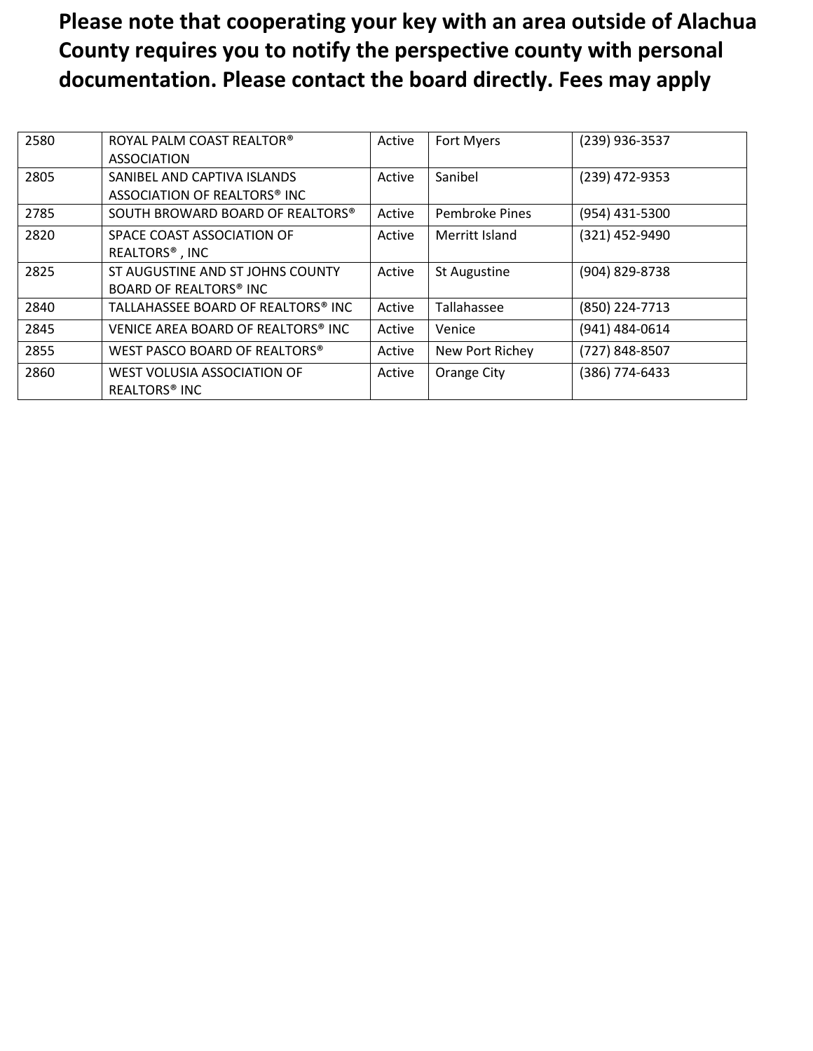**Please note that cooperating your key with an area outside of Alachua County requires you to notify the perspective county with personal documentation. Please contact the board directly. Fees may apply**

| | | | | |
|---|---|---|---|---|
| 2580 | ROYAL PALM COAST REALTOR® ASSOCIATION | Active | Fort Myers | (239) 936-3537 |
| 2805 | SANIBEL AND CAPTIVA ISLANDS ASSOCIATION OF REALTORS® INC | Active | Sanibel | (239) 472-9353 |
| 2785 | SOUTH BROWARD BOARD OF REALTORS® | Active | Pembroke Pines | (954) 431-5300 |
| 2820 | SPACE COAST ASSOCIATION OF REALTORS® , INC | Active | Merritt Island | (321) 452-9490 |
| 2825 | ST AUGUSTINE AND ST JOHNS COUNTY BOARD OF REALTORS® INC | Active | St Augustine | (904) 829-8738 |
| 2840 | TALLAHASSEE BOARD OF REALTORS® INC | Active | Tallahassee | (850) 224-7713 |
| 2845 | VENICE AREA BOARD OF REALTORS® INC | Active | Venice | (941) 484-0614 |
| 2855 | WEST PASCO BOARD OF REALTORS® | Active | New Port Richey | (727) 848-8507 |
| 2860 | WEST VOLUSIA ASSOCIATION OF REALTORS® INC | Active | Orange City | (386) 774-6433 |